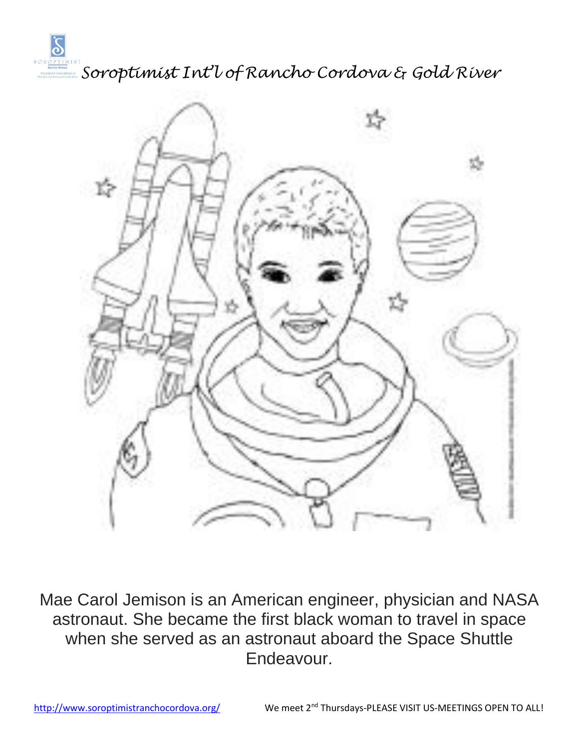Soroptimist Int'l of Rancho Cordova & Gold River

Mae Carol Jemison is an American engineer, physician and NASA astronaut. She became the first black woman to travel in space when she served as an astronaut aboard the Space Shuttle Endeavour.

http://www.soroptimistranchocordova.org/ We meet 2nd Thursdays-PLEASE VISIT US-MEETINGS OPEN TO ALL!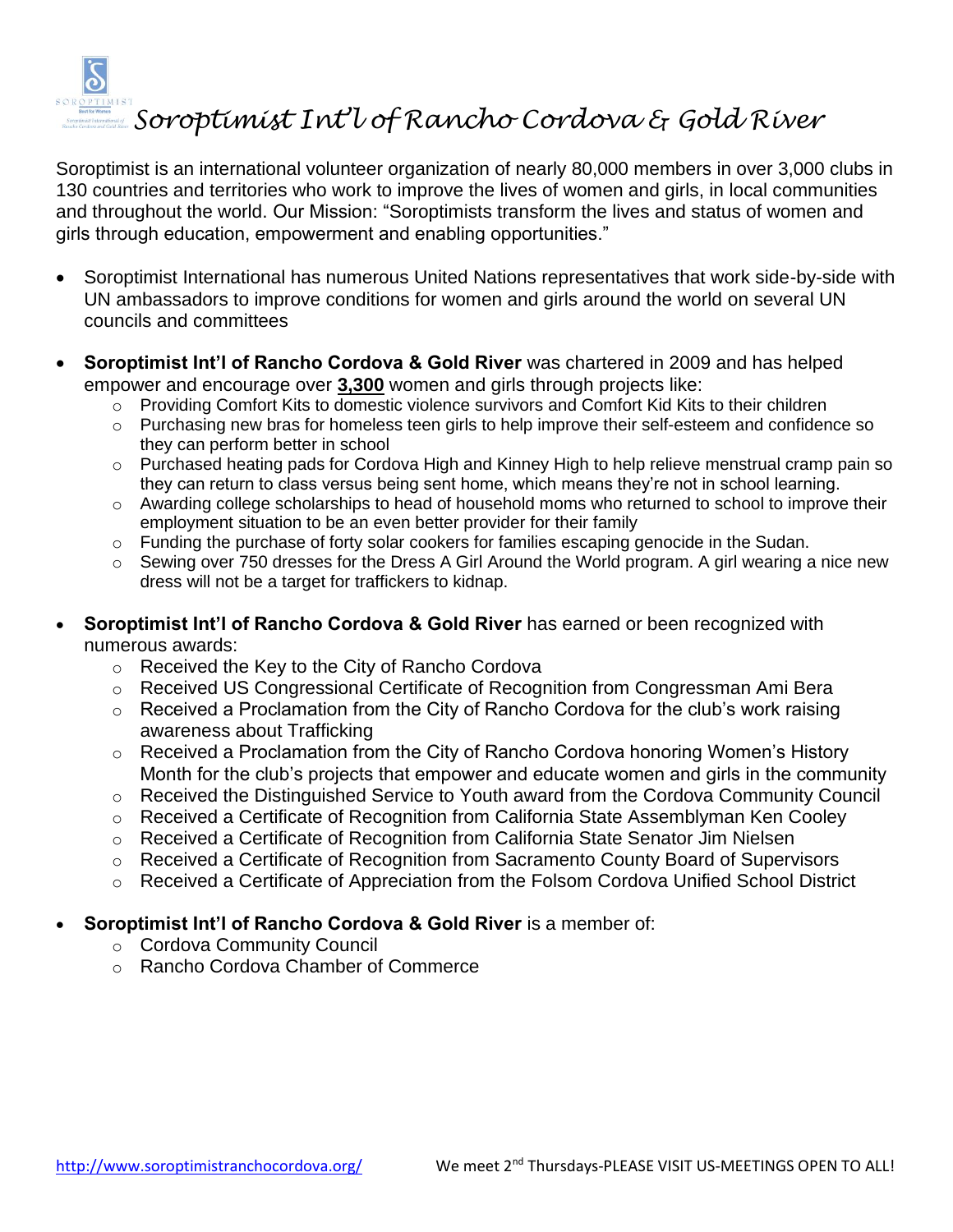# *Soroptimist Int'l of Rancho Cordova & Gold River*

Soroptimist is an international volunteer organization of nearly 80,000 members in over 3,000 clubs in 130 countries and territories who work to improve the lives of women and girls, in local communities and throughout the world. Our Mission: "Soroptimists transform the lives and status of women and girls through education, empowerment and enabling opportunities."

- Soroptimist International has numerous United Nations representatives that work side-by-side with UN ambassadors to improve conditions for women and girls around the world on several UN councils and committees
- **Soroptimist Int'l of Rancho Cordova & Gold River** was chartered in 2009 and has helped empower and encourage over **3,300** women and girls through projects like:
  - Providing Comfort Kits to domestic violence survivors and Comfort Kid Kits to their children
  - Purchasing new bras for homeless teen girls to help improve their self-esteem and confidence so they can perform better in school
  - Purchased heating pads for Cordova High and Kinney High to help relieve menstrual cramp pain so they can return to class versus being sent home, which means they're not in school learning.
  - Awarding college scholarships to head of household moms who returned to school to improve their employment situation to be an even better provider for their family
  - Funding the purchase of forty solar cookers for families escaping genocide in the Sudan.
  - Sewing over 750 dresses for the Dress A Girl Around the World program. A girl wearing a nice new dress will not be a target for traffickers to kidnap.
- **Soroptimist Int'l of Rancho Cordova & Gold River** has earned or been recognized with numerous awards:
  - Received the Key to the City of Rancho Cordova
  - Received US Congressional Certificate of Recognition from Congressman Ami Bera
  - Received a Proclamation from the City of Rancho Cordova for the club's work raising awareness about Trafficking
  - Received a Proclamation from the City of Rancho Cordova honoring Women's History Month for the club's projects that empower and educate women and girls in the community
  - Received the Distinguished Service to Youth award from the Cordova Community Council
  - Received a Certificate of Recognition from California State Assemblyman Ken Cooley
  - Received a Certificate of Recognition from California State Senator Jim Nielsen
  - Received a Certificate of Recognition from Sacramento County Board of Supervisors
  - Received a Certificate of Appreciation from the Folsom Cordova Unified School District
- **Soroptimist Int'l of Rancho Cordova & Gold River** is a member of:
  - Cordova Community Council
  - Rancho Cordova Chamber of Commerce

http://www.soroptimistranchocordova.org/ We meet 2nd Thursdays-PLEASE VISIT US-MEETINGS OPEN TO ALL!